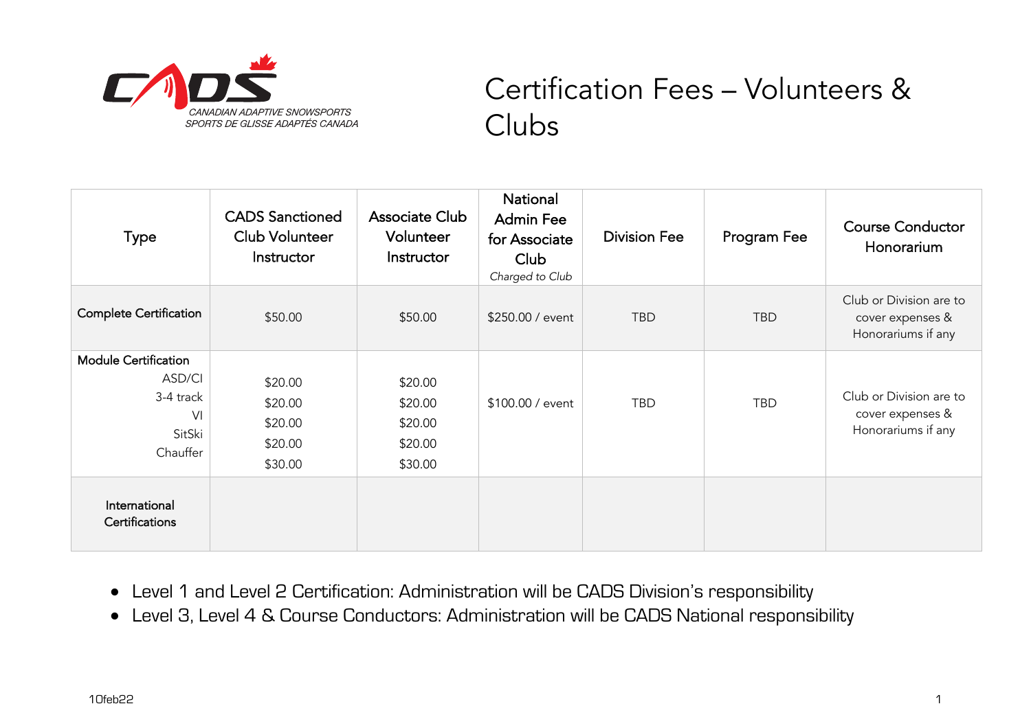CANADIAN ADAPTIVE SNOWSPORTS
SPORTS DE GLISSE ADAPTÉS CANADA

# Certification Fees – Volunteers & Clubs

| Type | CADS Sanctioned Club Volunteer Instructor | Associate Club Volunteer Instructor | National Admin Fee for Associate Club *Charged to Club* | Division Fee | Program Fee | Course Conductor Honorarium |
|---|---|---|---|---|---|---|
| Complete Certification | $50.00 | $50.00 | $250.00 / event | TBD | TBD | Club or Division are to cover expenses & Honorariums if any |
| Module Certification<br>ASD/CI<br>3-4 track<br>VI<br>SitSki<br>Chauffer | <br>$20.00<br>$20.00<br>$20.00<br>$20.00<br>$30.00 | <br>$20.00<br>$20.00<br>$20.00<br>$20.00<br>$30.00 | $100.00 / event | TBD | TBD | Club or Division are to cover expenses & Honorariums if any |
| International Certifications | | | | | | |

- Level 1 and Level 2 Certification: Administration will be CADS Division's responsibility
- Level 3, Level 4 & Course Conductors: Administration will be CADS National responsibility

10feb22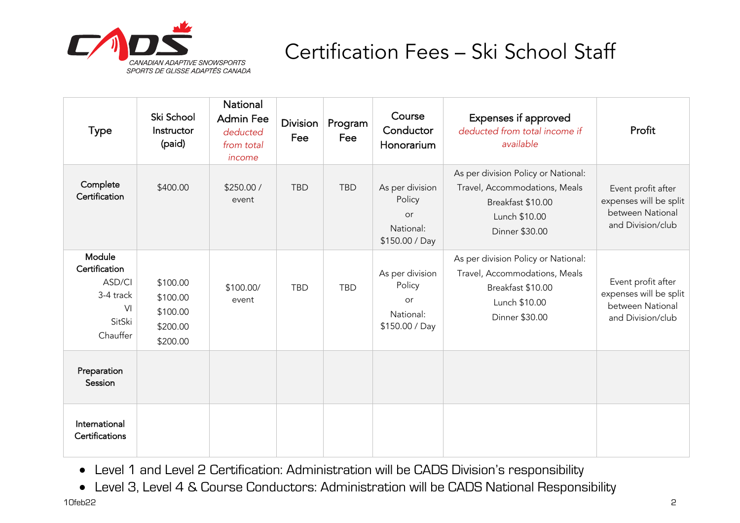CANADIAN ADAPTIVE SNOWSPORTS
SPORTS DE GLISSE ADAPTÉS CANADA

# Certification Fees – Ski School Staff

| Type | Ski School Instructor (paid) | National Admin Fee *deducted from total income* | Division Fee | Program Fee | Course Conductor Honorarium | Expenses if approved *deducted from total income if available* | Profit |
|---|---|---|---|---|---|---|---|
| Complete Certification | $400.00 | $250.00 / event | TBD | TBD | As per division Policy or National: $150.00 / Day | As per division Policy or National: Travel, Accommodations, Meals Breakfast $10.00 Lunch $10.00 Dinner $30.00 | Event profit after expenses will be split between National and Division/club |
| Module Certification ASD/CI 3-4 track VI SitSki Chauffer | $100.00 $100.00 $100.00 $200.00 $200.00 | $100.00/ event | TBD | TBD | As per division Policy or National: $150.00 / Day | As per division Policy or National: Travel, Accommodations, Meals Breakfast $10.00 Lunch $10.00 Dinner $30.00 | Event profit after expenses will be split between National and Division/club |
| Preparation Session | | | | | | | |
| International Certifications | | | | | | | |

- Level 1 and Level 2 Certification: Administration will be CADS Division's responsibility
- Level 3, Level 4 & Course Conductors: Administration will be CADS National Responsibility

10feb22